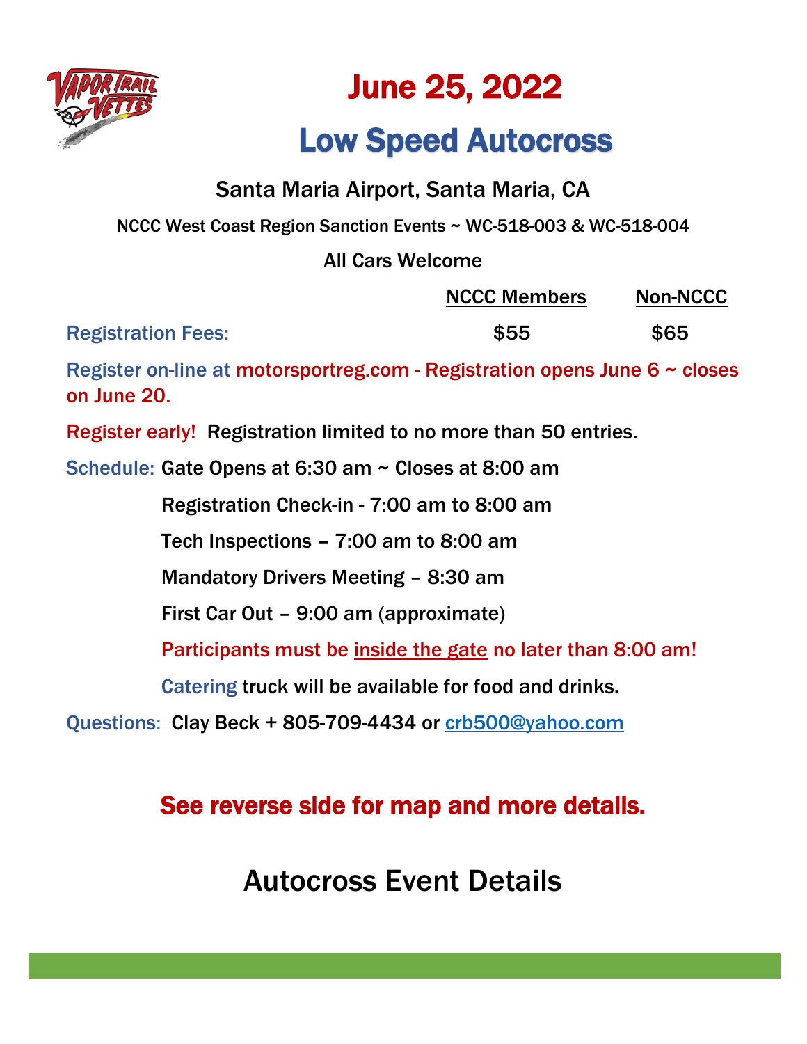# June 25, 2022

# Low Speed Autocross

Santa Maria Airport, Santa Maria, CA

NCCC West Coast Region Sanction Events ~ WC-518-003 & WC-518-004

All Cars Welcome

| | NCCC Members | Non-NCCC |
|---|---|---|
| Registration Fees: | $55 | $65 |

Register on-line at motorsportreg.com - Registration opens June 6 ~ closes on June 20.

Register early! Registration limited to no more than 50 entries.

Schedule: Gate Opens at 6:30 am ~ Closes at 8:00 am

Registration Check-in - 7:00 am to 8:00 am

Tech Inspections – 7:00 am to 8:00 am

Mandatory Drivers Meeting – 8:30 am

First Car Out – 9:00 am (approximate)

**Participants must be inside the gate no later than 8:00 am!**

Catering truck will be available for food and drinks.

Questions: Clay Beck + 805-709-4434 or crb500@yahoo.com

## See reverse side for map and more details.

## Autocross Event Details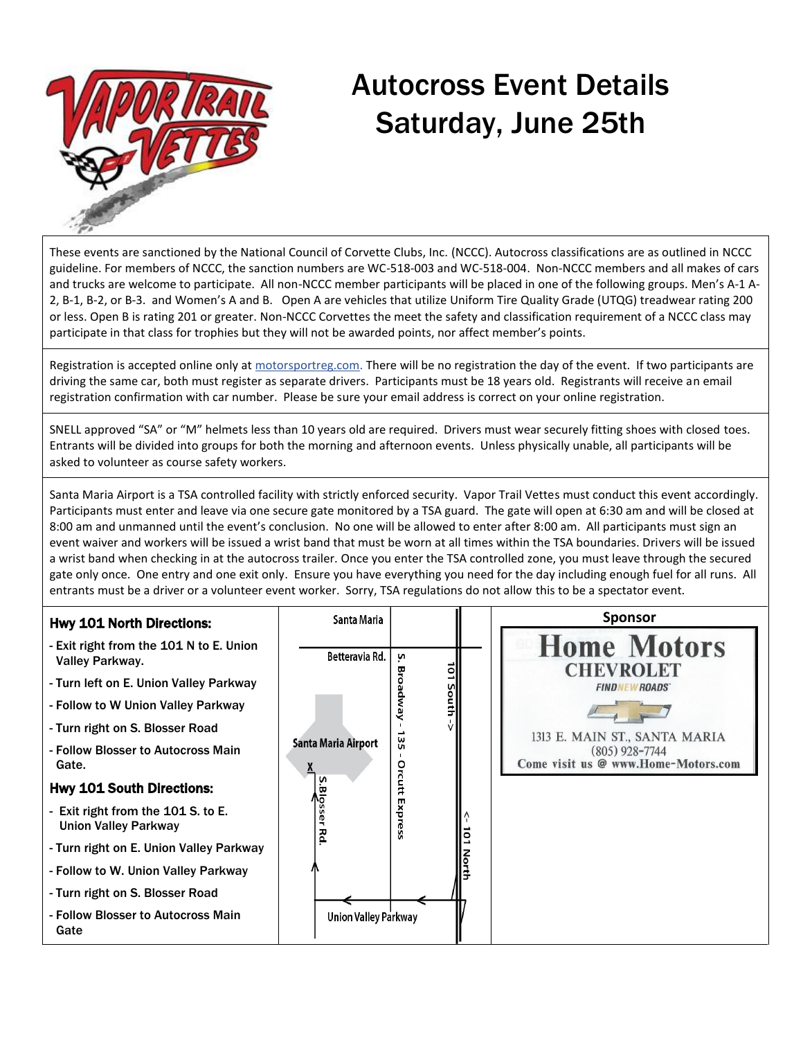# Autocross Event Details
## Saturday, June 25th

These events are sanctioned by the National Council of Corvette Clubs, Inc. (NCCC). Autocross classifications are as outlined in NCCC guideline. For members of NCCC, the sanction numbers are WC-518-003 and WC-518-004. Non-NCCC members and all makes of cars and trucks are welcome to participate. All non-NCCC member participants will be placed in one of the following groups. Men's A-1 A-2, B-1, B-2, or B-3. and Women's A and B. Open A are vehicles that utilize Uniform Tire Quality Grade (UTQG) treadwear rating 200 or less. Open B is rating 201 or greater. Non-NCCC Corvettes the meet the safety and classification requirement of a NCCC class may participate in that class for trophies but they will not be awarded points, nor affect member's points.

Registration is accepted online only at motorsportreg.com. There will be no registration the day of the event. If two participants are driving the same car, both must register as separate drivers. Participants must be 18 years old. Registrants will receive an email registration confirmation with car number. Please be sure your email address is correct on your online registration.

SNELL approved "SA" or "M" helmets less than 10 years old are required. Drivers must wear securely fitting shoes with closed toes. Entrants will be divided into groups for both the morning and afternoon events. Unless physically unable, all participants will be asked to volunteer as course safety workers.

Santa Maria Airport is a TSA controlled facility with strictly enforced security. Vapor Trail Vettes must conduct this event accordingly. Participants must enter and leave via one secure gate monitored by a TSA guard. The gate will open at 6:30 am and will be closed at 8:00 am and unmanned until the event's conclusion. No one will be allowed to enter after 8:00 am. All participants must sign an event waiver and workers will be issued a wrist band that must be worn at all times within the TSA boundaries. Drivers will be issued a wrist band when checking in at the autocross trailer. Once you enter the TSA controlled zone, you must leave through the secured gate only once. One entry and one exit only. Ensure you have everything you need for the day including enough fuel for all runs. All entrants must be a driver or a volunteer event worker. Sorry, TSA regulations do not allow this to be a spectator event.

### Hwy 101 North Directions:

- Exit right from the 101 N to E. Union Valley Parkway.
- Turn left on E. Union Valley Parkway
- Follow to W Union Valley Parkway
- Turn right on S. Blosser Road
- Follow Blosser to Autocross Main Gate.

### Hwy 101 South Directions:

- Exit right from the 101 S. to E. Union Valley Parkway
- Turn right on E. Union Valley Parkway
- Follow to W. Union Valley Parkway
- Turn right on S. Blosser Road
- Follow Blosser to Autocross Main Gate

Santa Maria
Betteravia Rd.
S. Broadway - 135 - Orcutt Express
101 South ->
Santa Maria Airport
X
S.Blosser Rd.
<- 101 North
Union Valley Parkway

**Sponsor**

**Home Motors CHEVROLET**
FIND NEW ROADS
1313 E. MAIN ST., SANTA MARIA
(805) 928-7744
Come visit us @ www.Home-Motors.com